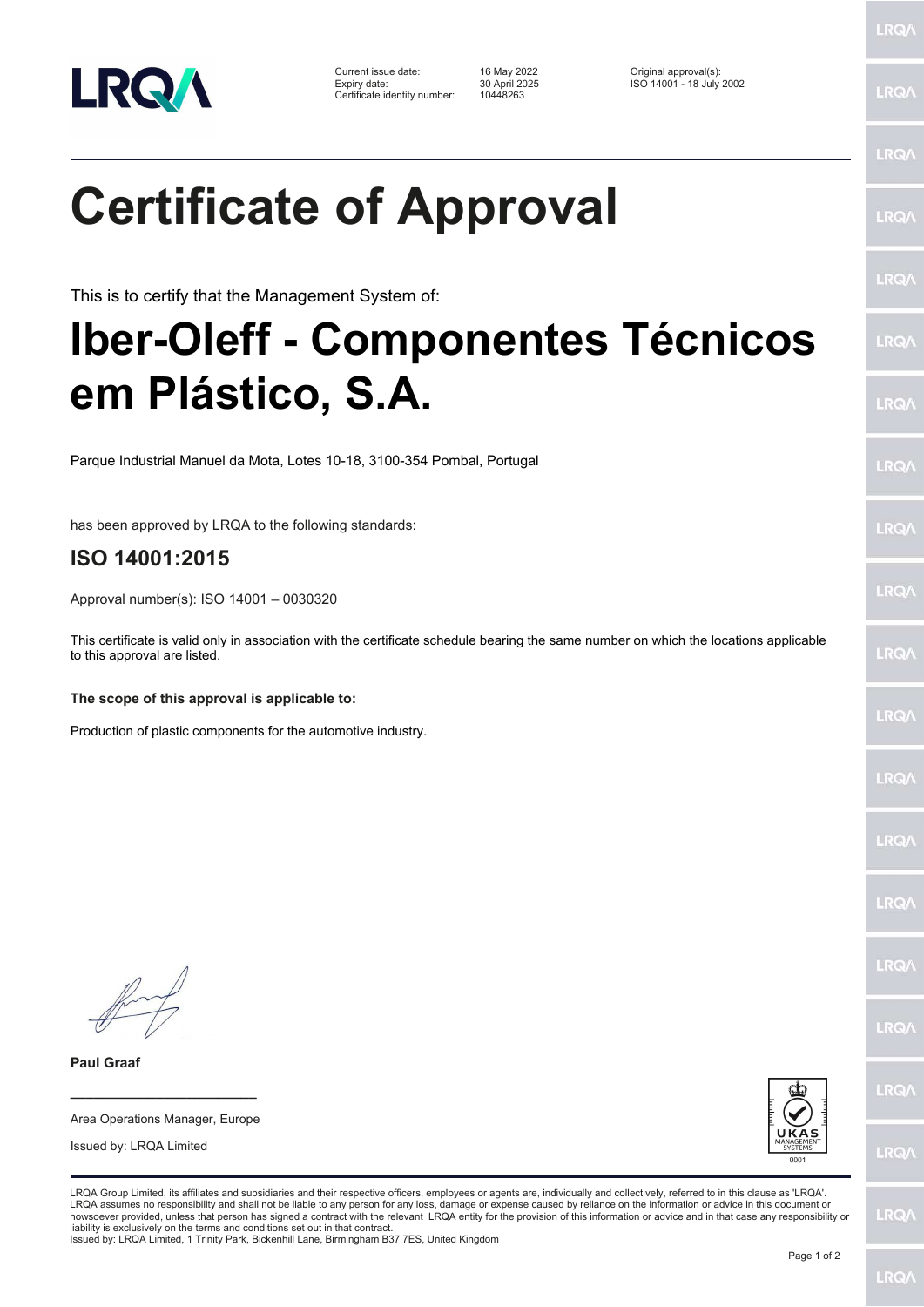| Current issue date: | 16 May 2022 | Original approval(s): |
| --- | --- | --- |
| Expiry date: | 30 April 2025 | ISO 14001 - 18 July 2002 |
| Certificate identity number: | 10448263 | |

# Certificate of Approval

This is to certify that the Management System of:

# Iber-Oleff - Componentes Técnicos em Plástico, S.A.

Parque Industrial Manuel da Mota, Lotes 10-18, 3100-354 Pombal, Portugal

has been approved by LRQA to the following standards:

## ISO 14001:2015

Approval number(s): ISO 14001 – 0030320

This certificate is valid only in association with the certificate schedule bearing the same number on which the locations applicable to this approval are listed.

**The scope of this approval is applicable to:**

Production of plastic components for the automotive industry.

**Paul Graaf**

Area Operations Manager, Europe

Issued by: LRQA Limited

UKAS MANAGEMENT SYSTEMS 0001

LRQA Group Limited, its affiliates and subsidiaries and their respective officers, employees or agents are, individually and collectively, referred to in this clause as 'LRQA'. LRQA assumes no responsibility and shall not be liable to any person for any loss, damage or expense caused by reliance on the information or advice in this document or howsoever provided, unless that person has signed a contract with the relevant LRQA entity for the provision of this information or advice and in that case any responsibility or liability is exclusively on the terms and conditions set out in that contract.
Issued by: LRQA Limited, 1 Trinity Park, Bickenhill Lane, Birmingham B37 7ES, United Kingdom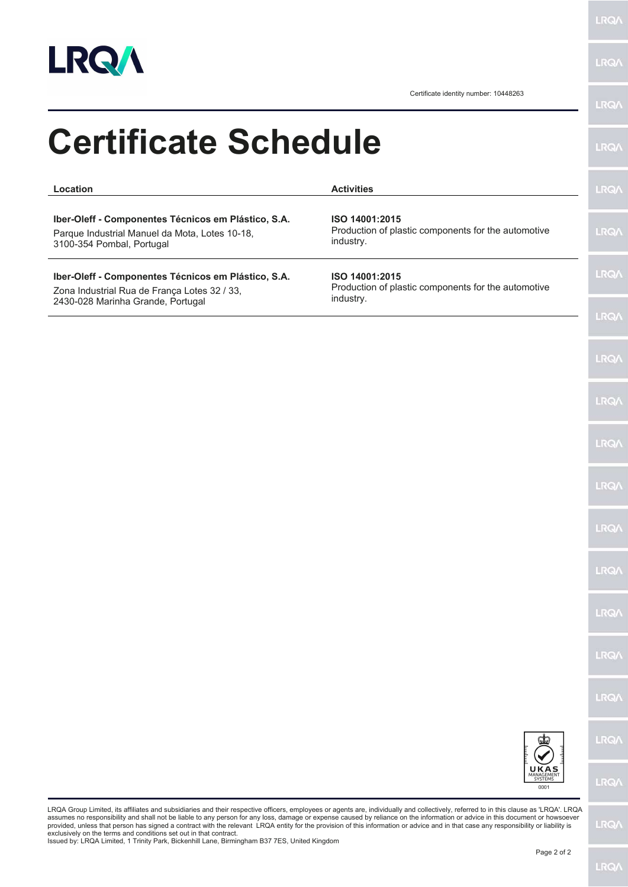Certificate identity number: 10448263

# Certificate Schedule

| Location | Activities |
| --- | --- |
| **Iber-Oleff - Componentes Técnicos em Plástico, S.A.** Parque Industrial Manuel da Mota, Lotes 10-18, 3100-354 Pombal, Portugal | **ISO 14001:2015** Production of plastic components for the automotive industry. |
| **Iber-Oleff - Componentes Técnicos em Plástico, S.A.** Zona Industrial Rua de França Lotes 32 / 33, 2430-028 Marinha Grande, Portugal | **ISO 14001:2015** Production of plastic components for the automotive industry. |

UKAS MANAGEMENT SYSTEMS 0001

LRQA Group Limited, its affiliates and subsidiaries and their respective officers, employees or agents are, individually and collectively, referred to in this clause as 'LRQA'. LRQA assumes no responsibility and shall not be liable to any person for any loss, damage or expense caused by reliance on the information or advice in this document or howsoever provided, unless that person has signed a contract with the relevant LRQA entity for the provision of this information or advice and in that case any responsibility or liability is exclusively on the terms and conditions set out in that contract.
Issued by: LRQA Limited, 1 Trinity Park, Bickenhill Lane, Birmingham B37 7ES, United Kingdom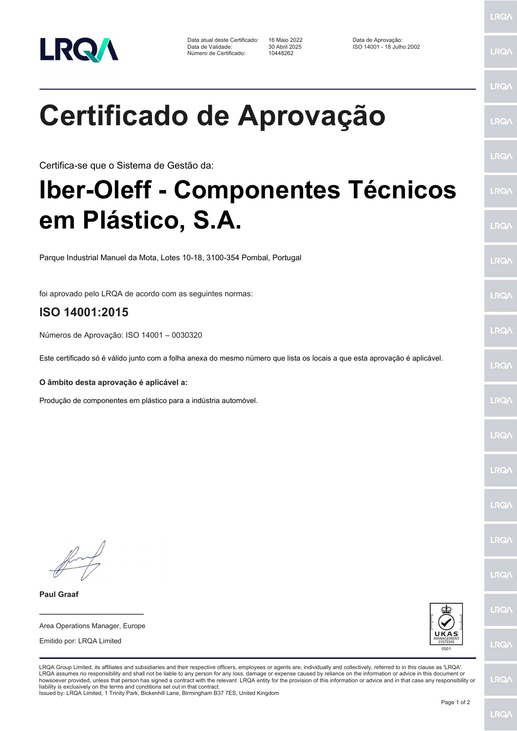**LRQA**

| | | |
|---|---|---|
| Data atual deste Certificado: | 16 Maio 2022 | Data de Aprovação: |
| Data de Validade: | 30 Abril 2025 | ISO 14001 - 18 Julho 2002 |
| Número de Certificado: | 10448262 | |

# Certificado de Aprovação

Certifica-se que o Sistema de Gestão da:

# Iber-Oleff - Componentes Técnicos em Plástico, S.A.

Parque Industrial Manuel da Mota, Lotes 10-18, 3100-354 Pombal, Portugal

foi aprovado pelo LRQA de acordo com as seguintes normas:

## ISO 14001:2015

Números de Aprovação: ISO 14001 – 0030320

Este certificado só é válido junto com a folha anexa do mesmo número que lista os locais a que esta aprovação é aplicável.

**O âmbito desta aprovação é aplicável a:**

Produção de componentes em plástico para a indústria automóvel.

**Paul Graaf**

Area Operations Manager, Europe

Emitido por: LRQA Limited

UKAS MANAGEMENT SYSTEMS 0001

LRQA Group Limited, its affiliates and subsidiaries and their respective officers, employees or agents are, individually and collectively, referred to in this clause as 'LRQA'. LRQA assumes no responsibility and shall not be liable to any person for any loss, damage or expense caused by reliance on the information or advice in this document or howsoever provided, unless that person has signed a contract with the relevant LRQA entity for the provision of this information or advice and in that case any responsibility or liability is exclusively on the terms and conditions set out in that contract.
Issued by: LRQA Limited, 1 Trinity Park, Bickenhill Lane, Birmingham B37 7ES, United Kingdom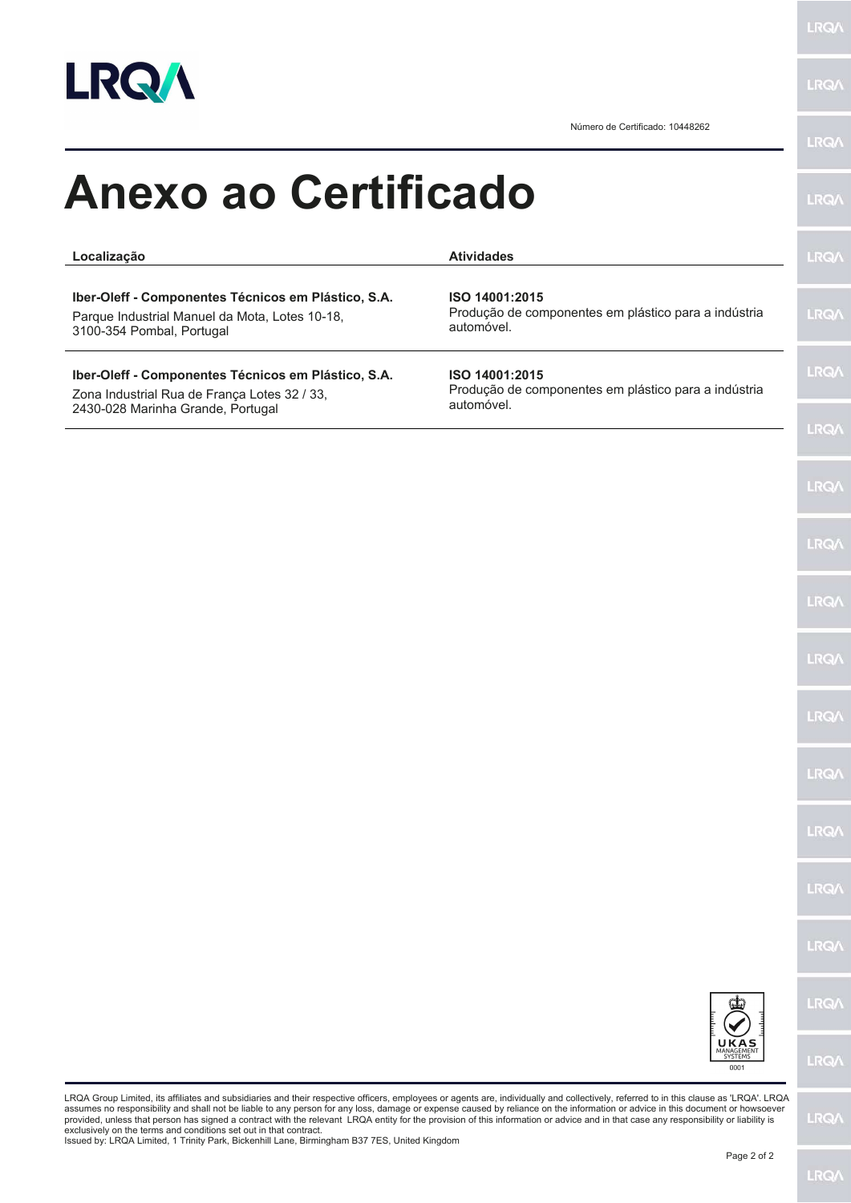Número de Certificado: 10448262

# Anexo ao Certificado

| Localização | Atividades |
|---|---|
| **Iber-Oleff - Componentes Técnicos em Plástico, S.A.**<br>Parque Industrial Manuel da Mota, Lotes 10-18,<br>3100-354 Pombal, Portugal | **ISO 14001:2015**<br>Produção de componentes em plástico para a indústria automóvel. |
| **Iber-Oleff - Componentes Técnicos em Plástico, S.A.**<br>Zona Industrial Rua de França Lotes 32 / 33,<br>2430-028 Marinha Grande, Portugal | **ISO 14001:2015**<br>Produção de componentes em plástico para a indústria automóvel. |

UKAS MANAGEMENT SYSTEMS 0001

LRQA Group Limited, its affiliates and subsidiaries and their respective officers, employees or agents are, individually and collectively, referred to in this clause as 'LRQA'. LRQA assumes no responsibility and shall not be liable to any person for any loss, damage or expense caused by reliance on the information or advice in this document or howsoever provided, unless that person has signed a contract with the relevant LRQA entity for the provision of this information or advice and in that case any responsibility or liability is exclusively on the terms and conditions set out in that contract.
Issued by: LRQA Limited, 1 Trinity Park, Bickenhill Lane, Birmingham B37 7ES, United Kingdom